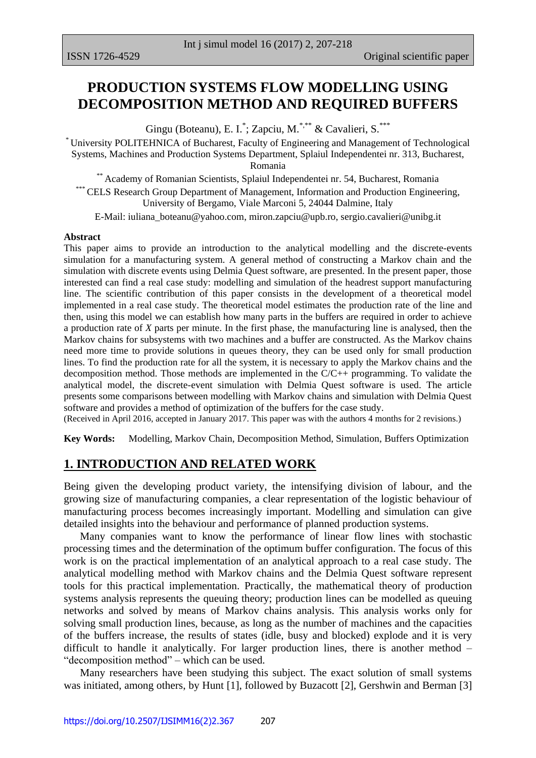# PRODUCTION SYSTEMS FLOW MODELLING USING DECOMPOSITION METHOD AND REQUIRED BUFFERS

Gingu (Boteanu), E. I.[*]; Zapciu, M.[*,**] & Cavalieri, S.[***]

[*] University POLITEHNICA of Bucharest, Faculty of Engineering and Management of Technological Systems, Machines and Production Systems Department, Splaiul Independentei nr. 313, Bucharest, Romania

[**] Academy of Romanian Scientists, Splaiul Independentei nr. 54, Bucharest, Romania

[***] CELS Research Group Department of Management, Information and Production Engineering, University of Bergamo, Viale Marconi 5, 24044 Dalmine, Italy

E-Mail: iuliana_boteanu@yahoo.com, miron.zapciu@upb.ro, sergio.cavalieri@unibg.it

**Abstract**

This paper aims to provide an introduction to the analytical modelling and the discrete-events simulation for a manufacturing system. A general method of constructing a Markov chain and the simulation with discrete events using Delmia Quest software, are presented. In the present paper, those interested can find a real case study: modelling and simulation of the headrest support manufacturing line. The scientific contribution of this paper consists in the development of a theoretical model implemented in a real case study. The theoretical model estimates the production rate of the line and then, using this model we can establish how many parts in the buffers are required in order to achieve a production rate of *X* parts per minute. In the first phase, the manufacturing line is analysed, then the Markov chains for subsystems with two machines and a buffer are constructed. As the Markov chains need more time to provide solutions in queues theory, they can be used only for small production lines. To find the production rate for all the system, it is necessary to apply the Markov chains and the decomposition method. Those methods are implemented in the C/C++ programming. To validate the analytical model, the discrete-event simulation with Delmia Quest software is used. The article presents some comparisons between modelling with Markov chains and simulation with Delmia Quest software and provides a method of optimization of the buffers for the case study.

(Received in April 2016, accepted in January 2017. This paper was with the authors 4 months for 2 revisions.)

**Key Words:** Modelling, Markov Chain, Decomposition Method, Simulation, Buffers Optimization

## 1. INTRODUCTION AND RELATED WORK

Being given the developing product variety, the intensifying division of labour, and the growing size of manufacturing companies, a clear representation of the logistic behaviour of manufacturing process becomes increasingly important. Modelling and simulation can give detailed insights into the behaviour and performance of planned production systems.

Many companies want to know the performance of linear flow lines with stochastic processing times and the determination of the optimum buffer configuration. The focus of this work is on the practical implementation of an analytical approach to a real case study. The analytical modelling method with Markov chains and the Delmia Quest software represent tools for this practical implementation. Practically, the mathematical theory of production systems analysis represents the queuing theory; production lines can be modelled as queuing networks and solved by means of Markov chains analysis. This analysis works only for solving small production lines, because, as long as the number of machines and the capacities of the buffers increase, the results of states (idle, busy and blocked) explode and it is very difficult to handle it analytically. For larger production lines, there is another method – "decomposition method" – which can be used.

Many researchers have been studying this subject. The exact solution of small systems was initiated, among others, by Hunt [1], followed by Buzacott [2], Gershwin and Berman [3]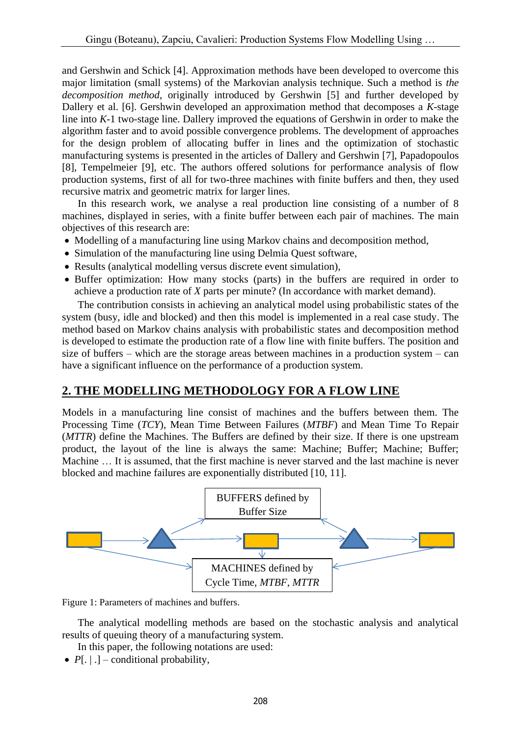and Gershwin and Schick [4]. Approximation methods have been developed to overcome this major limitation (small systems) of the Markovian analysis technique. Such a method is *the decomposition method*, originally introduced by Gershwin [5] and further developed by Dallery et al. [6]. Gershwin developed an approximation method that decomposes a *K*-stage line into *K*-1 two-stage line. Dallery improved the equations of Gershwin in order to make the algorithm faster and to avoid possible convergence problems. The development of approaches for the design problem of allocating buffer in lines and the optimization of stochastic manufacturing systems is presented in the articles of Dallery and Gershwin [7], Papadopoulos [8], Tempelmeier [9], etc. The authors offered solutions for performance analysis of flow production systems, first of all for two-three machines with finite buffers and then, they used recursive matrix and geometric matrix for larger lines.

In this research work, we analyse a real production line consisting of a number of 8 machines, displayed in series, with a finite buffer between each pair of machines. The main objectives of this research are:

- Modelling of a manufacturing line using Markov chains and decomposition method,
- Simulation of the manufacturing line using Delmia Quest software,
- Results (analytical modelling versus discrete event simulation),
- Buffer optimization: How many stocks (parts) in the buffers are required in order to achieve a production rate of *X* parts per minute? (In accordance with market demand).

The contribution consists in achieving an analytical model using probabilistic states of the system (busy, idle and blocked) and then this model is implemented in a real case study. The method based on Markov chains analysis with probabilistic states and decomposition method is developed to estimate the production rate of a flow line with finite buffers. The position and size of buffers – which are the storage areas between machines in a production system – can have a significant influence on the performance of a production system.

## 2. THE MODELLING METHODOLOGY FOR A FLOW LINE

Models in a manufacturing line consist of machines and the buffers between them. The Processing Time (*TCY*), Mean Time Between Failures (*MTBF*) and Mean Time To Repair (*MTTR*) define the Machines. The Buffers are defined by their size. If there is one upstream product, the layout of the line is always the same: Machine; Buffer; Machine; Buffer; Machine … It is assumed, that the first machine is never starved and the last machine is never blocked and machine failures are exponentially distributed [10, 11].

BUFFERS defined by Buffer Size

MACHINES defined by Cycle Time, *MTBF*, *MTTR*

Figure 1: Parameters of machines and buffers.

The analytical modelling methods are based on the stochastic analysis and analytical results of queuing theory of a manufacturing system.

In this paper, the following notations are used:

- $P[.\,|\,.]$ – conditional probability,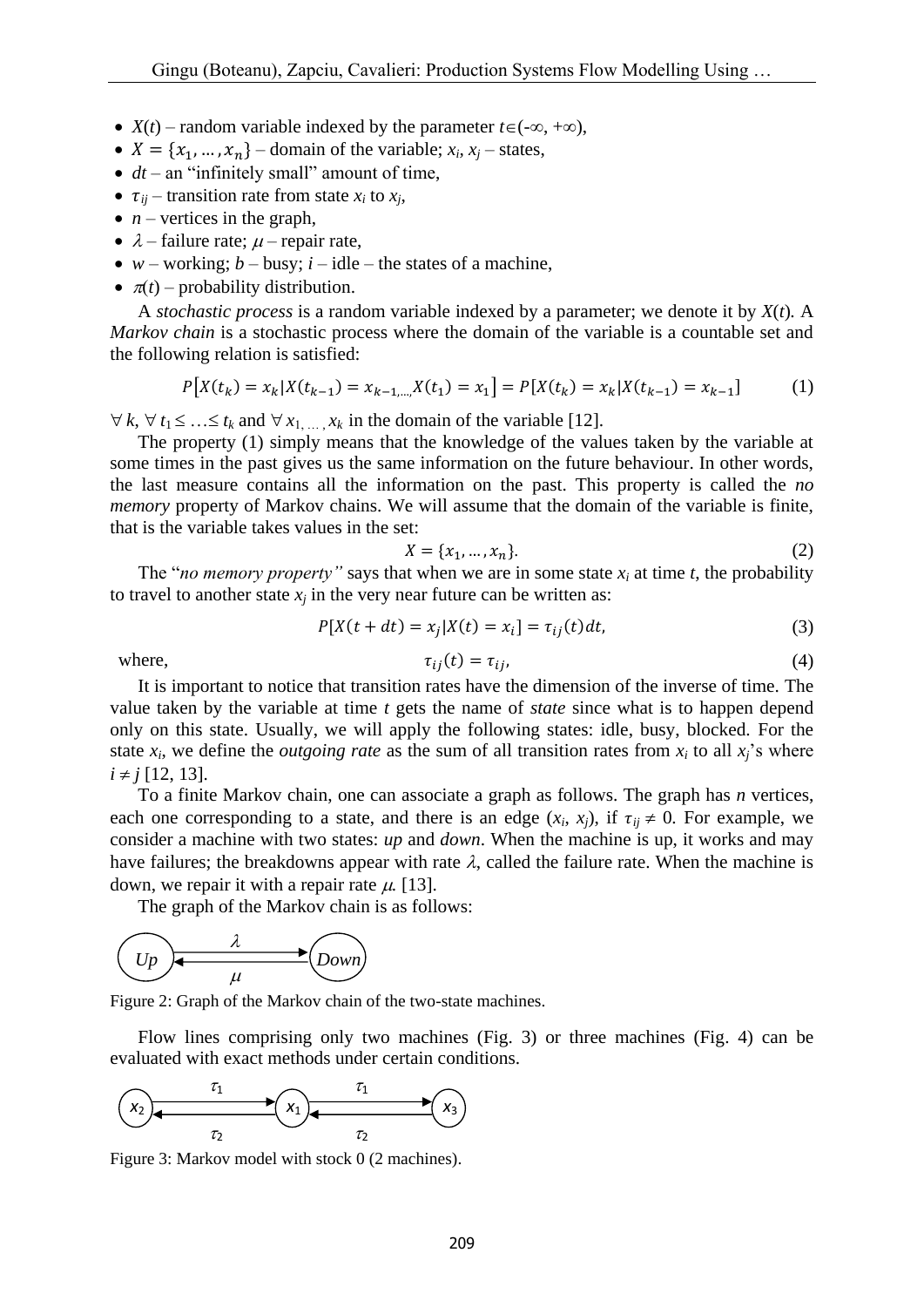- $X(t)$ – random variable indexed by the parameter $t \in (-\infty, +\infty)$,
- $X = \{x_1, \dots, x_n\}$ – domain of the variable; $x_i$, $x_j$ – states,
- $dt$ – an "infinitely small" amount of time,
- $\tau_{ij}$ – transition rate from state $x_i$ to $x_j$,
- $n$ – vertices in the graph,
- $\lambda$ – failure rate; $\mu$ – repair rate,
- $w$ – working; $b$ – busy; $i$ – idle – the states of a machine,
- $\pi(t)$ – probability distribution.

A *stochastic process* is a random variable indexed by a parameter; we denote it by $X(t)$. A *Markov chain* is a stochastic process where the domain of the variable is a countable set and the following relation is satisfied:

$$P\left[X(t_k) = x_k | X(t_{k-1}) = x_{k-1,\dots,} X(t_1) = x_1\right] = P[X(t_k) = x_k | X(t_{k-1}) = x_{k-1}] \tag{1}$$

$\forall\, k$, $\forall\, t_1 \leq \ldots \leq t_k$ and $\forall\, x_{1,\,\ldots\,,}\, x_k$ in the domain of the variable [12].

The property (1) simply means that the knowledge of the values taken by the variable at some times in the past gives us the same information on the future behaviour. In other words, the last measure contains all the information on the past. This property is called the *no memory* property of Markov chains. We will assume that the domain of the variable is finite, that is the variable takes values in the set:

$$X = \{x_1, \dots, x_n\}. \tag{2}$$

The "*no memory property"* says that when we are in some state $x_i$ at time $t$, the probability to travel to another state $x_j$ in the very near future can be written as:

$$P[X(t + dt) = x_j | X(t) = x_i] = \tau_{ij}(t)dt, \tag{3}$$

where,
$$\tau_{ij}(t) = \tau_{ij}, \tag{4}$$

It is important to notice that transition rates have the dimension of the inverse of time. The value taken by the variable at time $t$ gets the name of *state* since what is to happen depend only on this state. Usually, we will apply the following states: idle, busy, blocked. For the state $x_i$, we define the *outgoing rate* as the sum of all transition rates from $x_i$ to all $x_j$'s where $i \neq j$ [12, 13].

To a finite Markov chain, one can associate a graph as follows. The graph has $n$ vertices, each one corresponding to a state, and there is an edge $(x_i, x_j)$, if $\tau_{ij} \neq 0$. For example, we consider a machine with two states: *up* and *down*. When the machine is up, it works and may have failures; the breakdowns appear with rate $\lambda$, called the failure rate. When the machine is down, we repair it with a repair rate $\mu$. [13].

The graph of the Markov chain is as follows:

Figure 2: Graph of the Markov chain of the two-state machines.

Flow lines comprising only two machines (Fig. 3) or three machines (Fig. 4) can be evaluated with exact methods under certain conditions.

Figure 3: Markov model with stock 0 (2 machines).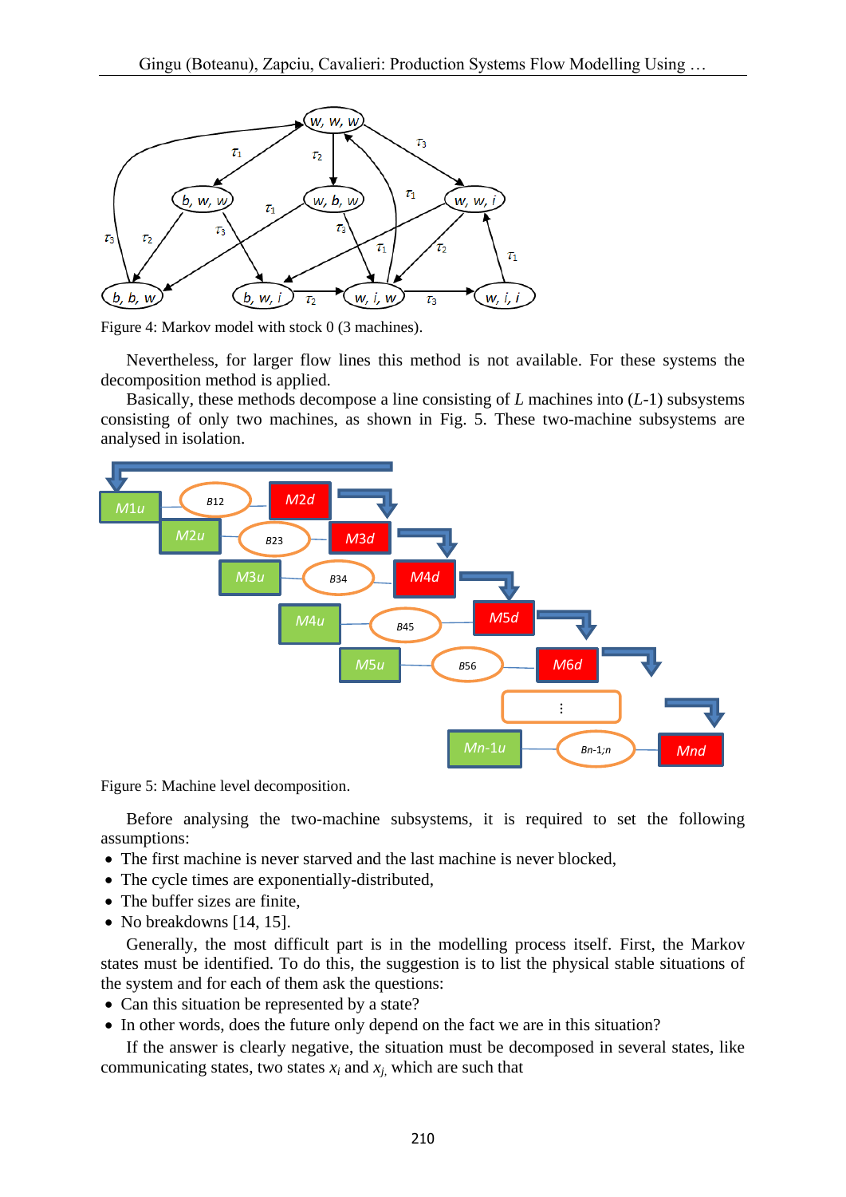Figure 4: Markov model with stock 0 (3 machines).

Nevertheless, for larger flow lines this method is not available. For these systems the decomposition method is applied.

Basically, these methods decompose a line consisting of $L$ machines into ($L$-1) subsystems consisting of only two machines, as shown in Fig. 5. These two-machine subsystems are analysed in isolation.

Figure 5: Machine level decomposition.

Before analysing the two-machine subsystems, it is required to set the following assumptions:

- The first machine is never starved and the last machine is never blocked,
- The cycle times are exponentially-distributed,
- The buffer sizes are finite,
- No breakdowns [14, 15].

Generally, the most difficult part is in the modelling process itself. First, the Markov states must be identified. To do this, the suggestion is to list the physical stable situations of the system and for each of them ask the questions:

- Can this situation be represented by a state?
- In other words, does the future only depend on the fact we are in this situation?

If the answer is clearly negative, the situation must be decomposed in several states, like communicating states, two states $x_i$ and $x_j$, which are such that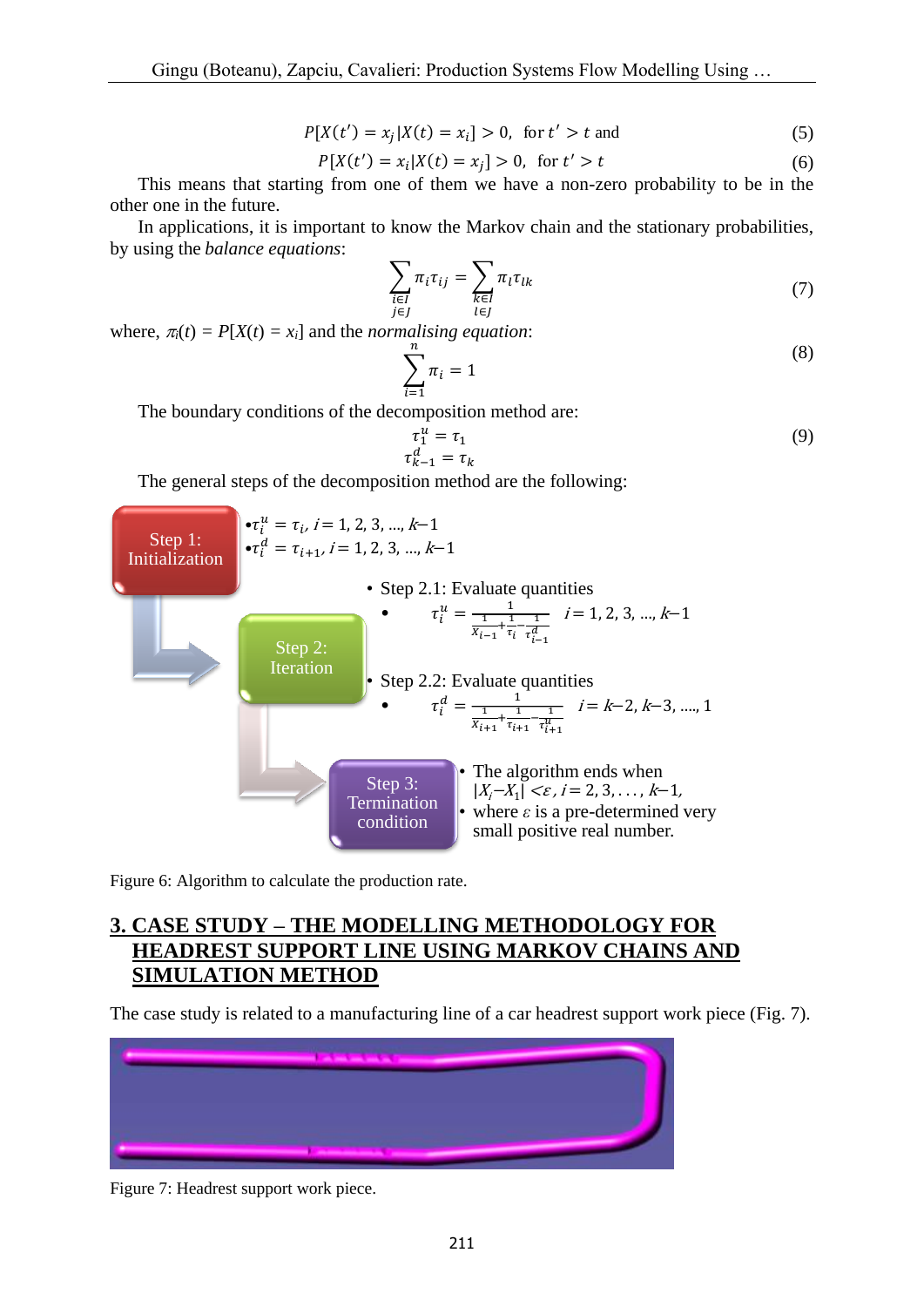$$P[X(t') = x_j | X(t) = x_i] > 0, \text{ for } t' > t \text{ and} \tag{5}$$

$$P[X(t') = x_i | X(t) = x_j] > 0, \text{ for } t' > t \tag{6}$$

This means that starting from one of them we have a non-zero probability to be in the other one in the future.

In applications, it is important to know the Markov chain and the stationary probabilities, by using the *balance equations*:

$$\sum_{\substack{i \in I \\ j \in J}} \pi_i \tau_{ij} = \sum_{\substack{k \in I \\ l \in J}} \pi_l \tau_{lk} \tag{7}$$

where, $\pi_i(t) = P[X(t) = x_i]$ and the *normalising equation*:

$$\sum_{i=1}^{n} \pi_i = 1 \tag{8}$$

The boundary conditions of the decomposition method are:

$$\tau_1^u = \tau_1, \quad \tau_{k-1}^d = \tau_k \tag{9}$$

The general steps of the decomposition method are the following:

**Step 1: Initialization**

- $\tau_i^u = \tau_i$, $i = 1, 2, 3, ..., k-1$
- $\tau_i^d = \tau_{i+1}$, $i = 1, 2, 3, ..., k-1$

**Step 2: Iteration**

- Step 2.1: Evaluate quantities
  - $\tau_i^u = \dfrac{1}{\frac{1}{X_{i-1}} + \frac{1}{\tau_i} - \frac{1}{\tau_{i-1}^d}}$ $\quad i = 1, 2, 3, ..., k-1$
- Step 2.2: Evaluate quantities
  - $\tau_i^d = \dfrac{1}{\frac{1}{X_{i+1}} + \frac{1}{\tau_{i+1}} - \frac{1}{\tau_{i+1}^u}}$ $\quad i = k-2, k-3, ...., 1$

**Step 3: Termination condition**

- The algorithm ends when $|X_i - X_1| < \varepsilon$, $i = 2, 3, \ldots, k-1$,
- where $\varepsilon$ is a pre-determined very small positive real number.

Figure 6: Algorithm to calculate the production rate.

## 3. CASE STUDY – THE MODELLING METHODOLOGY FOR HEADREST SUPPORT LINE USING MARKOV CHAINS AND SIMULATION METHOD

The case study is related to a manufacturing line of a car headrest support work piece (Fig. 7).

Figure 7: Headrest support work piece.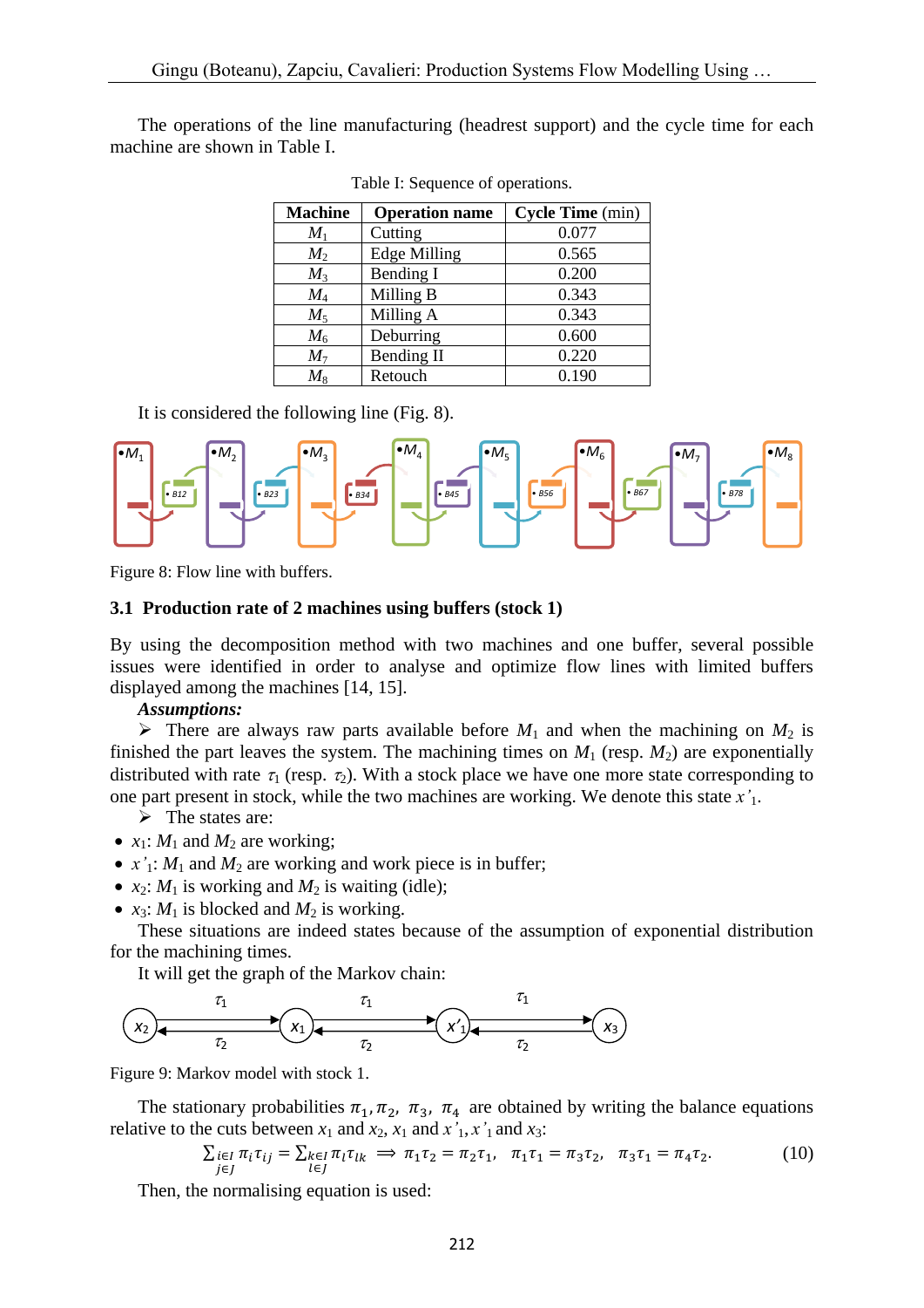The operations of the line manufacturing (headrest support) and the cycle time for each machine are shown in Table I.

Table I: Sequence of operations.

| Machine | Operation name | Cycle Time (min) |
|---|---|---|
| $M_1$ | Cutting | 0.077 |
| $M_2$ | Edge Milling | 0.565 |
| $M_3$ | Bending I | 0.200 |
| $M_4$ | Milling B | 0.343 |
| $M_5$ | Milling A | 0.343 |
| $M_6$ | Deburring | 0.600 |
| $M_7$ | Bending II | 0.220 |
| $M_8$ | Retouch | 0.190 |

It is considered the following line (Fig. 8).

Figure 8: Flow line with buffers.

### 3.1 Production rate of 2 machines using buffers (stock 1)

By using the decomposition method with two machines and one buffer, several possible issues were identified in order to analyse and optimize flow lines with limited buffers displayed among the machines [14, 15].

***Assumptions:***

➢ There are always raw parts available before $M_1$ and when the machining on $M_2$ is finished the part leaves the system. The machining times on $M_1$ (resp. $M_2$) are exponentially distributed with rate $\tau_1$ (resp. $\tau_2$). With a stock place we have one more state corresponding to one part present in stock, while the two machines are working. We denote this state $x'_1$.

➢ The states are:

- $x_1$: $M_1$ and $M_2$ are working;
- $x'_1$: $M_1$ and $M_2$ are working and work piece is in buffer;
- $x_2$: $M_1$ is working and $M_2$ is waiting (idle);
- $x_3$: $M_1$ is blocked and $M_2$ is working.

These situations are indeed states because of the assumption of exponential distribution for the machining times.

It will get the graph of the Markov chain:

Figure 9: Markov model with stock 1.

The stationary probabilities $\pi_1, \pi_2, \pi_3, \pi_4$ are obtained by writing the balance equations relative to the cuts between $x_1$ and $x_2$, $x_1$ and $x'_1$, $x'_1$ and $x_3$:

$$\sum_{\substack{i \in I \\ j \in J}} \pi_i \tau_{ij} = \sum_{\substack{k \in I \\ l \in J}} \pi_l \tau_{lk} \implies \pi_1 \tau_2 = \pi_2 \tau_1, \quad \pi_1 \tau_1 = \pi_3 \tau_2, \quad \pi_3 \tau_1 = \pi_4 \tau_2. \tag{10}$$

Then, the normalising equation is used: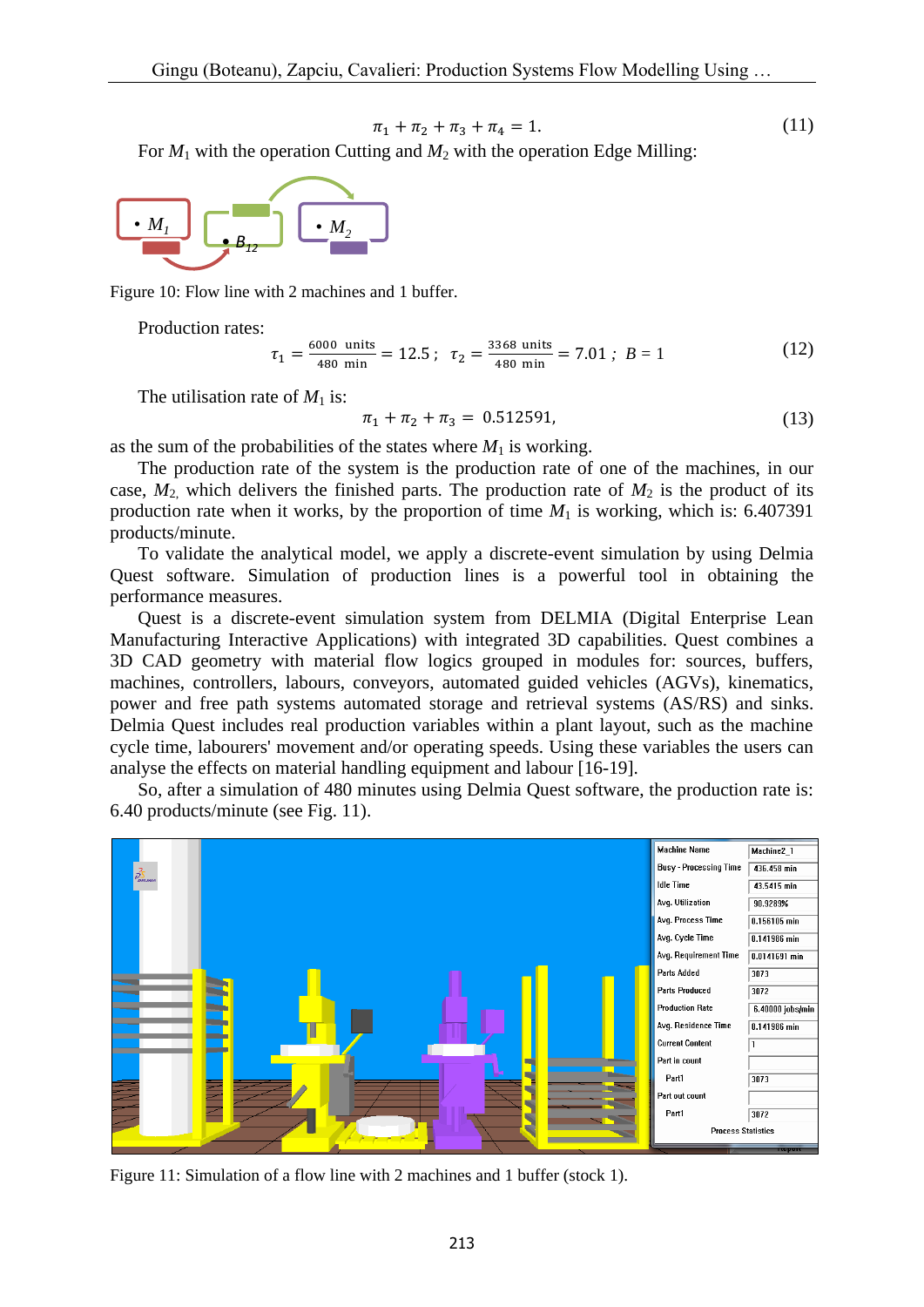$$\pi_1 + \pi_2 + \pi_3 + \pi_4 = 1. \tag{11}$$

For $M_1$ with the operation Cutting and $M_2$ with the operation Edge Milling:

Figure 10: Flow line with 2 machines and 1 buffer.

Production rates:

$$\tau_1 = \frac{6000 \text{ units}}{480 \text{ min}} = 12.5\,; \quad \tau_2 = \frac{3368 \text{ units}}{480 \text{ min}} = 7.01\,; \; B = 1 \tag{12}$$

The utilisation rate of $M_1$ is:

$$\pi_1 + \pi_2 + \pi_3 = 0.512591, \tag{13}$$

as the sum of the probabilities of the states where $M_1$ is working.

The production rate of the system is the production rate of one of the machines, in our case, $M_2$, which delivers the finished parts. The production rate of $M_2$ is the product of its production rate when it works, by the proportion of time $M_1$ is working, which is: 6.407391 products/minute.

To validate the analytical model, we apply a discrete-event simulation by using Delmia Quest software. Simulation of production lines is a powerful tool in obtaining the performance measures.

Quest is a discrete-event simulation system from DELMIA (Digital Enterprise Lean Manufacturing Interactive Applications) with integrated 3D capabilities. Quest combines a 3D CAD geometry with material flow logics grouped in modules for: sources, buffers, machines, controllers, labours, conveyors, automated guided vehicles (AGVs), kinematics, power and free path systems automated storage and retrieval systems (AS/RS) and sinks. Delmia Quest includes real production variables within a plant layout, such as the machine cycle time, labourers' movement and/or operating speeds. Using these variables the users can analyse the effects on material handling equipment and labour [16-19].

So, after a simulation of 480 minutes using Delmia Quest software, the production rate is: 6.40 products/minute (see Fig. 11).

Figure 11: Simulation of a flow line with 2 machines and 1 buffer (stock 1).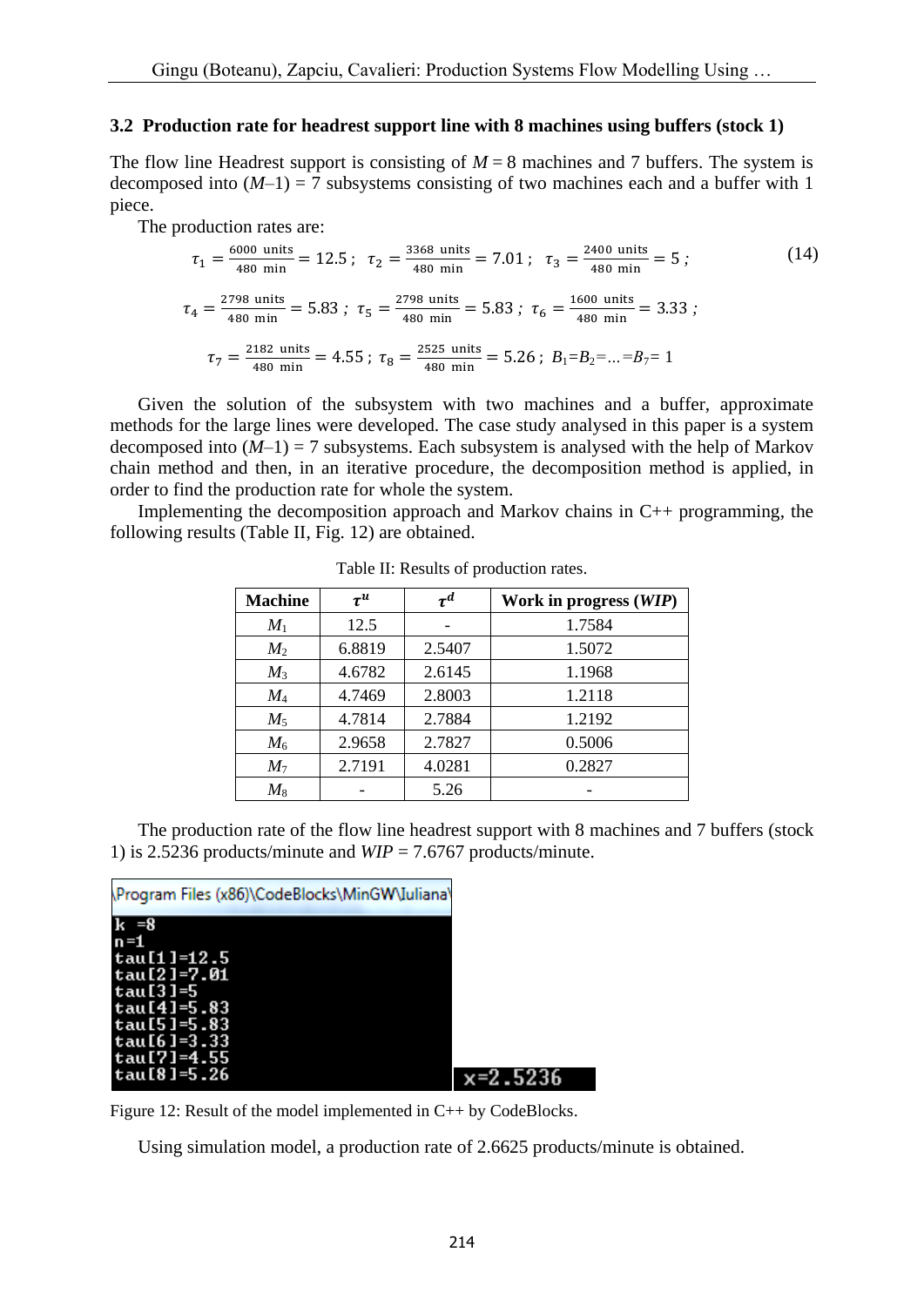### 3.2 Production rate for headrest support line with 8 machines using buffers (stock 1)

The flow line Headrest support is consisting of $M = 8$ machines and 7 buffers. The system is decomposed into $(M–1) = 7$ subsystems consisting of two machines each and a buffer with 1 piece.

The production rates are:

$$\tau_1 = \frac{6000 \text{ units}}{480 \text{ min}} = 12.5\,; \;\; \tau_2 = \frac{3368 \text{ units}}{480 \text{ min}} = 7.01\,; \;\; \tau_3 = \frac{2400 \text{ units}}{480 \text{ min}} = 5\,; \tag{14}$$

$$\tau_4 = \frac{2798 \text{ units}}{480 \text{ min}} = 5.83\,; \;\; \tau_5 = \frac{2798 \text{ units}}{480 \text{ min}} = 5.83\,; \;\; \tau_6 = \frac{1600 \text{ units}}{480 \text{ min}} = 3.33\,;$$

$$\tau_7 = \frac{2182 \text{ units}}{480 \text{ min}} = 4.55\,; \;\; \tau_8 = \frac{2525 \text{ units}}{480 \text{ min}} = 5.26\,; \;\; B_1=B_2=\ldots=B_7=1$$

Given the solution of the subsystem with two machines and a buffer, approximate methods for the large lines were developed. The case study analysed in this paper is a system decomposed into $(M–1) = 7$ subsystems. Each subsystem is analysed with the help of Markov chain method and then, in an iterative procedure, the decomposition method is applied, in order to find the production rate for whole the system.

Implementing the decomposition approach and Markov chains in C++ programming, the following results (Table II, Fig. 12) are obtained.

Table II: Results of production rates.

| Machine | $\tau^u$ | $\tau^d$ | Work in progress (*WIP*) |
|---|---|---|---|
| $M_1$ | 12.5 | - | 1.7584 |
| $M_2$ | 6.8819 | 2.5407 | 1.5072 |
| $M_3$ | 4.6782 | 2.6145 | 1.1968 |
| $M_4$ | 4.7469 | 2.8003 | 1.2118 |
| $M_5$ | 4.7814 | 2.7884 | 1.2192 |
| $M_6$ | 2.9658 | 2.7827 | 0.5006 |
| $M_7$ | 2.7191 | 4.0281 | 0.2827 |
| $M_8$ | - | 5.26 | - |

The production rate of the flow line headrest support with 8 machines and 7 buffers (stock 1) is 2.5236 products/minute and *WIP* = 7.6767 products/minute.

Figure 12: Result of the model implemented in C++ by CodeBlocks.

Using simulation model, a production rate of 2.6625 products/minute is obtained.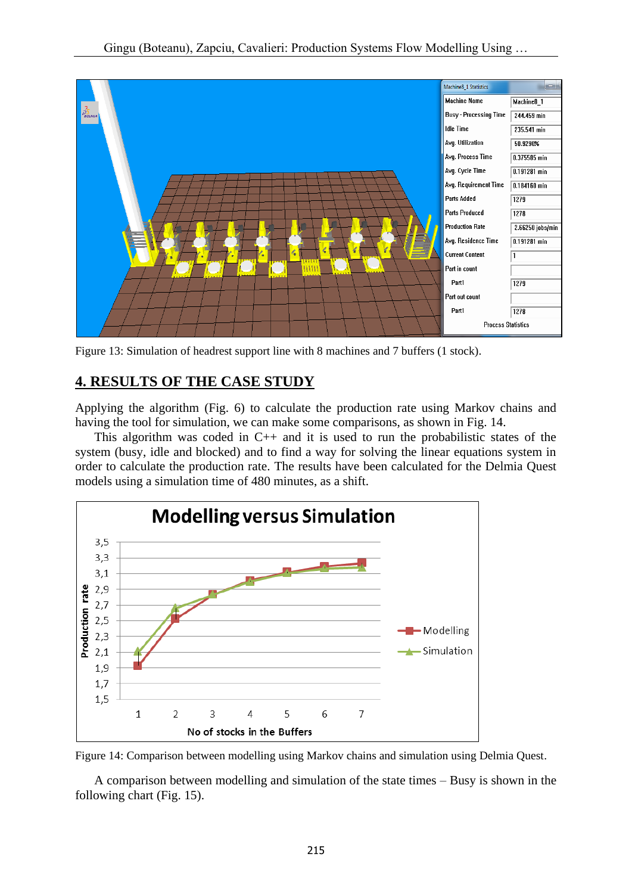Figure 13: Simulation of headrest support line with 8 machines and 7 buffers (1 stock).

## 4. RESULTS OF THE CASE STUDY

Applying the algorithm (Fig. 6) to calculate the production rate using Markov chains and having the tool for simulation, we can make some comparisons, as shown in Fig. 14.

This algorithm was coded in C++ and it is used to run the probabilistic states of the system (busy, idle and blocked) and to find a way for solving the linear equations system in order to calculate the production rate. The results have been calculated for the Delmia Quest models using a simulation time of 480 minutes, as a shift.

Figure 14: Comparison between modelling using Markov chains and simulation using Delmia Quest.

A comparison between modelling and simulation of the state times – Busy is shown in the following chart (Fig. 15).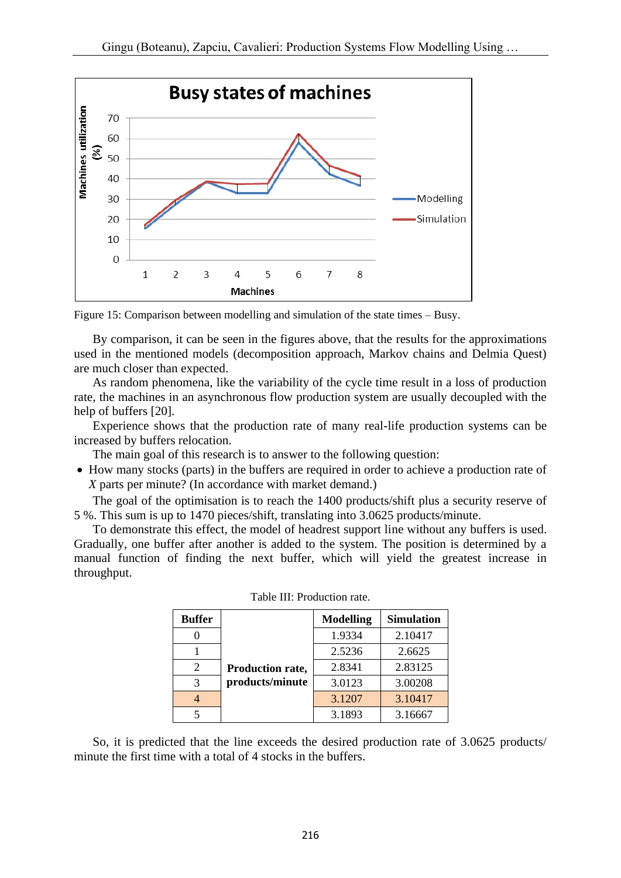Figure 15: Comparison between modelling and simulation of the state times – Busy.

By comparison, it can be seen in the figures above, that the results for the approximations used in the mentioned models (decomposition approach, Markov chains and Delmia Quest) are much closer than expected.

As random phenomena, like the variability of the cycle time result in a loss of production rate, the machines in an asynchronous flow production system are usually decoupled with the help of buffers [20].

Experience shows that the production rate of many real-life production systems can be increased by buffers relocation.

The main goal of this research is to answer to the following question:

- How many stocks (parts) in the buffers are required in order to achieve a production rate of *X* parts per minute? (In accordance with market demand.)

The goal of the optimisation is to reach the 1400 products/shift plus a security reserve of 5 %. This sum is up to 1470 pieces/shift, translating into 3.0625 products/minute.

To demonstrate this effect, the model of headrest support line without any buffers is used. Gradually, one buffer after another is added to the system. The position is determined by a manual function of finding the next buffer, which will yield the greatest increase in throughput.

Table III: Production rate.

| Buffer | | Modelling | Simulation |
|---|---|---|---|
| 0 | Production rate, products/minute | 1.9334 | 2.10417 |
| 1 | | 2.5236 | 2.6625 |
| 2 | | 2.8341 | 2.83125 |
| 3 | | 3.0123 | 3.00208 |
| 4 | | 3.1207 | 3.10417 |
| 5 | | 3.1893 | 3.16667 |

So, it is predicted that the line exceeds the desired production rate of 3.0625 products/minute the first time with a total of 4 stocks in the buffers.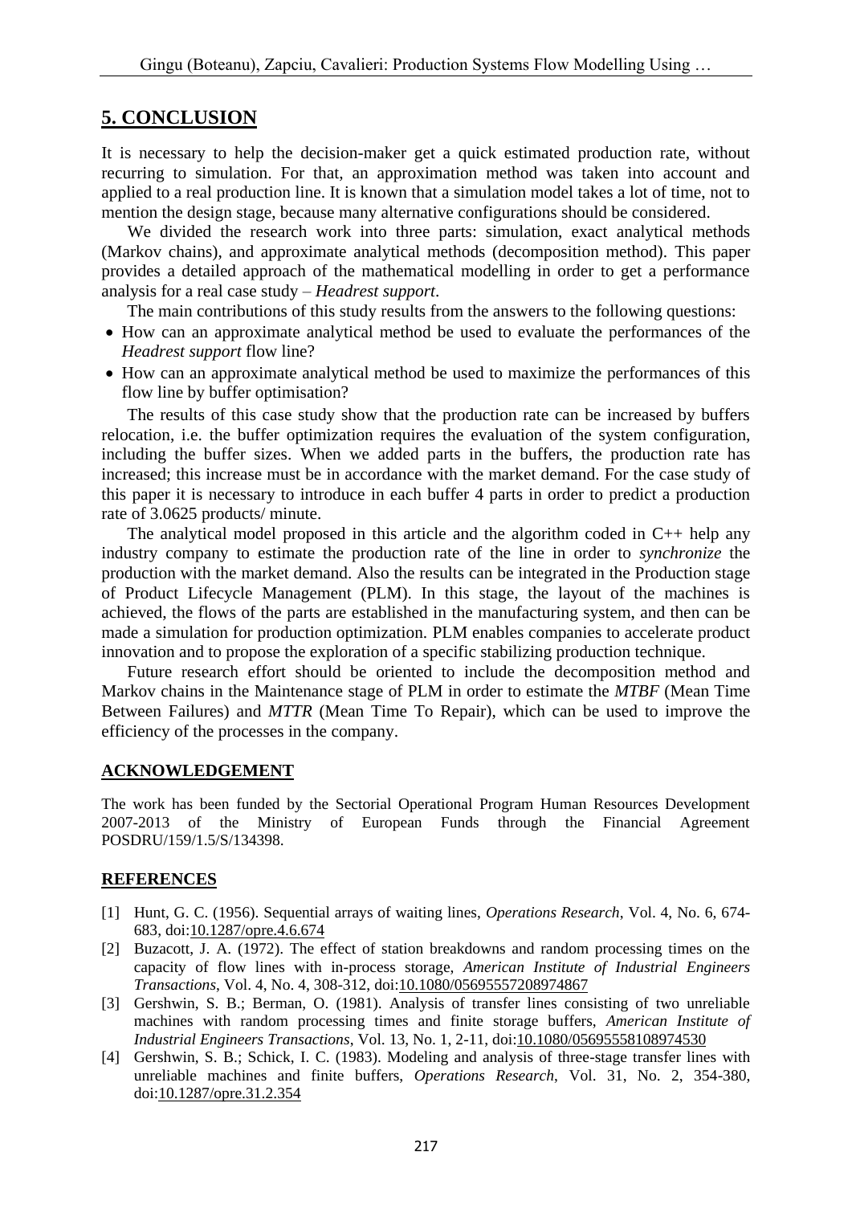## 5. CONCLUSION

It is necessary to help the decision-maker get a quick estimated production rate, without recurring to simulation. For that, an approximation method was taken into account and applied to a real production line. It is known that a simulation model takes a lot of time, not to mention the design stage, because many alternative configurations should be considered.

We divided the research work into three parts: simulation, exact analytical methods (Markov chains), and approximate analytical methods (decomposition method). This paper provides a detailed approach of the mathematical modelling in order to get a performance analysis for a real case study – *Headrest support*.

The main contributions of this study results from the answers to the following questions:

- How can an approximate analytical method be used to evaluate the performances of the *Headrest support* flow line?
- How can an approximate analytical method be used to maximize the performances of this flow line by buffer optimisation?

The results of this case study show that the production rate can be increased by buffers relocation, i.e. the buffer optimization requires the evaluation of the system configuration, including the buffer sizes. When we added parts in the buffers, the production rate has increased; this increase must be in accordance with the market demand. For the case study of this paper it is necessary to introduce in each buffer 4 parts in order to predict a production rate of 3.0625 products/ minute.

The analytical model proposed in this article and the algorithm coded in C++ help any industry company to estimate the production rate of the line in order to *synchronize* the production with the market demand. Also the results can be integrated in the Production stage of Product Lifecycle Management (PLM). In this stage, the layout of the machines is achieved, the flows of the parts are established in the manufacturing system, and then can be made a simulation for production optimization. PLM enables companies to accelerate product innovation and to propose the exploration of a specific stabilizing production technique.

Future research effort should be oriented to include the decomposition method and Markov chains in the Maintenance stage of PLM in order to estimate the *MTBF* (Mean Time Between Failures) and *MTTR* (Mean Time To Repair), which can be used to improve the efficiency of the processes in the company.

## ACKNOWLEDGEMENT

The work has been funded by the Sectorial Operational Program Human Resources Development 2007-2013 of the Ministry of European Funds through the Financial Agreement POSDRU/159/1.5/S/134398.

## REFERENCES

[1] Hunt, G. C. (1956). Sequential arrays of waiting lines, *Operations Research*, Vol. 4, No. 6, 674-683, doi:10.1287/opre.4.6.674

[2] Buzacott, J. A. (1972). The effect of station breakdowns and random processing times on the capacity of flow lines with in-process storage, *American Institute of Industrial Engineers Transactions*, Vol. 4, No. 4, 308-312, doi:10.1080/05695557208974867

[3] Gershwin, S. B.; Berman, O. (1981). Analysis of transfer lines consisting of two unreliable machines with random processing times and finite storage buffers, *American Institute of Industrial Engineers Transactions*, Vol. 13, No. 1, 2-11, doi:10.1080/05695558108974530

[4] Gershwin, S. B.; Schick, I. C. (1983). Modeling and analysis of three-stage transfer lines with unreliable machines and finite buffers, *Operations Research*, Vol. 31, No. 2, 354-380, doi:10.1287/opre.31.2.354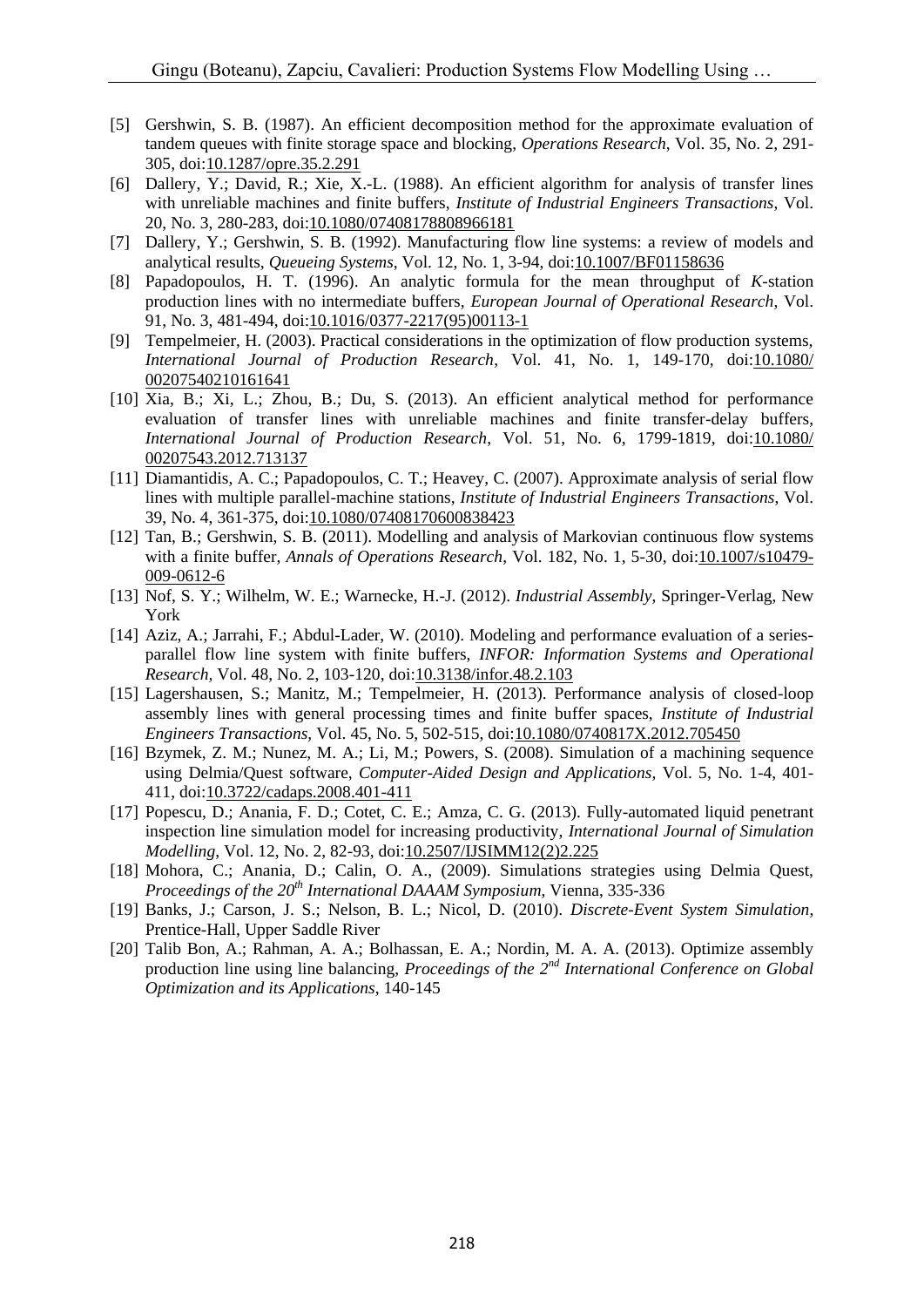[5] Gershwin, S. B. (1987). An efficient decomposition method for the approximate evaluation of tandem queues with finite storage space and blocking, *Operations Research*, Vol. 35, No. 2, 291-305, doi:10.1287/opre.35.2.291

[6] Dallery, Y.; David, R.; Xie, X.-L. (1988). An efficient algorithm for analysis of transfer lines with unreliable machines and finite buffers, *Institute of Industrial Engineers Transactions*, Vol. 20, No. 3, 280-283, doi:10.1080/07408178808966181

[7] Dallery, Y.; Gershwin, S. B. (1992). Manufacturing flow line systems: a review of models and analytical results, *Queueing Systems*, Vol. 12, No. 1, 3-94, doi:10.1007/BF01158636

[8] Papadopoulos, H. T. (1996). An analytic formula for the mean throughput of *K*-station production lines with no intermediate buffers, *European Journal of Operational Research*, Vol. 91, No. 3, 481-494, doi:10.1016/0377-2217(95)00113-1

[9] Tempelmeier, H. (2003). Practical considerations in the optimization of flow production systems, *International Journal of Production Research*, Vol. 41, No. 1, 149-170, doi:10.1080/00207540210161641

[10] Xia, B.; Xi, L.; Zhou, B.; Du, S. (2013). An efficient analytical method for performance evaluation of transfer lines with unreliable machines and finite transfer-delay buffers, *International Journal of Production Research*, Vol. 51, No. 6, 1799-1819, doi:10.1080/00207543.2012.713137

[11] Diamantidis, A. C.; Papadopoulos, C. T.; Heavey, C. (2007). Approximate analysis of serial flow lines with multiple parallel-machine stations, *Institute of Industrial Engineers Transactions*, Vol. 39, No. 4, 361-375, doi:10.1080/07408170600838423

[12] Tan, B.; Gershwin, S. B. (2011). Modelling and analysis of Markovian continuous flow systems with a finite buffer, *Annals of Operations Research*, Vol. 182, No. 1, 5-30, doi:10.1007/s10479-009-0612-6

[13] Nof, S. Y.; Wilhelm, W. E.; Warnecke, H.-J. (2012). *Industrial Assembly*, Springer-Verlag, New York

[14] Aziz, A.; Jarrahi, F.; Abdul-Lader, W. (2010). Modeling and performance evaluation of a series-parallel flow line system with finite buffers, *INFOR: Information Systems and Operational Research*, Vol. 48, No. 2, 103-120, doi:10.3138/infor.48.2.103

[15] Lagershausen, S.; Manitz, M.; Tempelmeier, H. (2013). Performance analysis of closed-loop assembly lines with general processing times and finite buffer spaces, *Institute of Industrial Engineers Transactions*, Vol. 45, No. 5, 502-515, doi:10.1080/0740817X.2012.705450

[16] Bzymek, Z. M.; Nunez, M. A.; Li, M.; Powers, S. (2008). Simulation of a machining sequence using Delmia/Quest software, *Computer-Aided Design and Applications*, Vol. 5, No. 1-4, 401-411, doi:10.3722/cadaps.2008.401-411

[17] Popescu, D.; Anania, F. D.; Cotet, C. E.; Amza, C. G. (2013). Fully-automated liquid penetrant inspection line simulation model for increasing productivity, *International Journal of Simulation Modelling*, Vol. 12, No. 2, 82-93, doi:10.2507/IJSIMM12(2)2.225

[18] Mohora, C.; Anania, D.; Calin, O. A., (2009). Simulations strategies using Delmia Quest, *Proceedings of the 20th International DAAAM Symposium*, Vienna, 335-336

[19] Banks, J.; Carson, J. S.; Nelson, B. L.; Nicol, D. (2010). *Discrete-Event System Simulation*, Prentice-Hall, Upper Saddle River

[20] Talib Bon, A.; Rahman, A. A.; Bolhassan, E. A.; Nordin, M. A. A. (2013). Optimize assembly production line using line balancing, *Proceedings of the 2nd International Conference on Global Optimization and its Applications*, 140-145